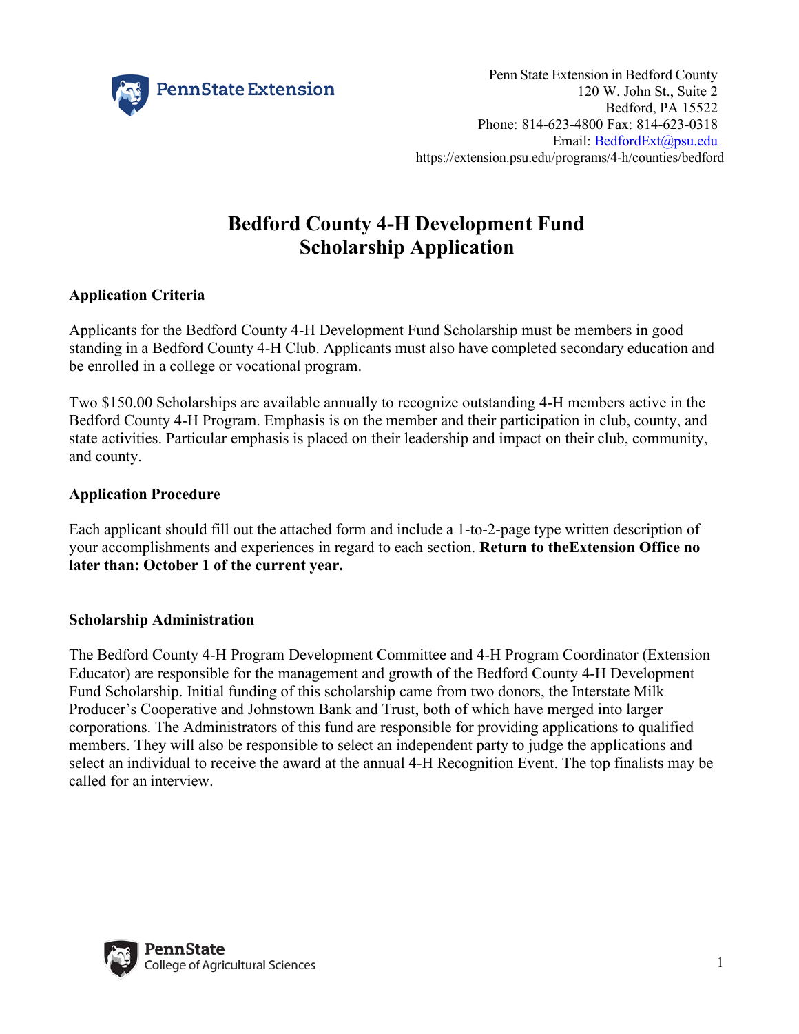Penn State Extension in Bedford County
120 W. John St., Suite 2
Bedford, PA 15522
Phone: 814-623-4800 Fax: 814-623-0318
Email: BedfordExt@psu.edu
https://extension.psu.edu/programs/4-h/counties/bedford

# Bedford County 4-H Development Fund Scholarship Application

### Application Criteria

Applicants for the Bedford County 4-H Development Fund Scholarship must be members in good standing in a Bedford County 4-H Club. Applicants must also have completed secondary education and be enrolled in a college or vocational program.

Two $150.00 Scholarships are available annually to recognize outstanding 4-H members active in the Bedford County 4-H Program. Emphasis is on the member and their participation in club, county, and state activities. Particular emphasis is placed on their leadership and impact on their club, community, and county.

### Application Procedure

Each applicant should fill out the attached form and include a 1-to-2-page type written description of your accomplishments and experiences in regard to each section. **Return to theExtension Office no later than: October 1 of the current year.**

### Scholarship Administration

The Bedford County 4-H Program Development Committee and 4-H Program Coordinator (Extension Educator) are responsible for the management and growth of the Bedford County 4-H Development Fund Scholarship. Initial funding of this scholarship came from two donors, the Interstate Milk Producer's Cooperative and Johnstown Bank and Trust, both of which have merged into larger corporations. The Administrators of this fund are responsible for providing applications to qualified members. They will also be responsible to select an independent party to judge the applications and select an individual to receive the award at the annual 4-H Recognition Event. The top finalists may be called for an interview.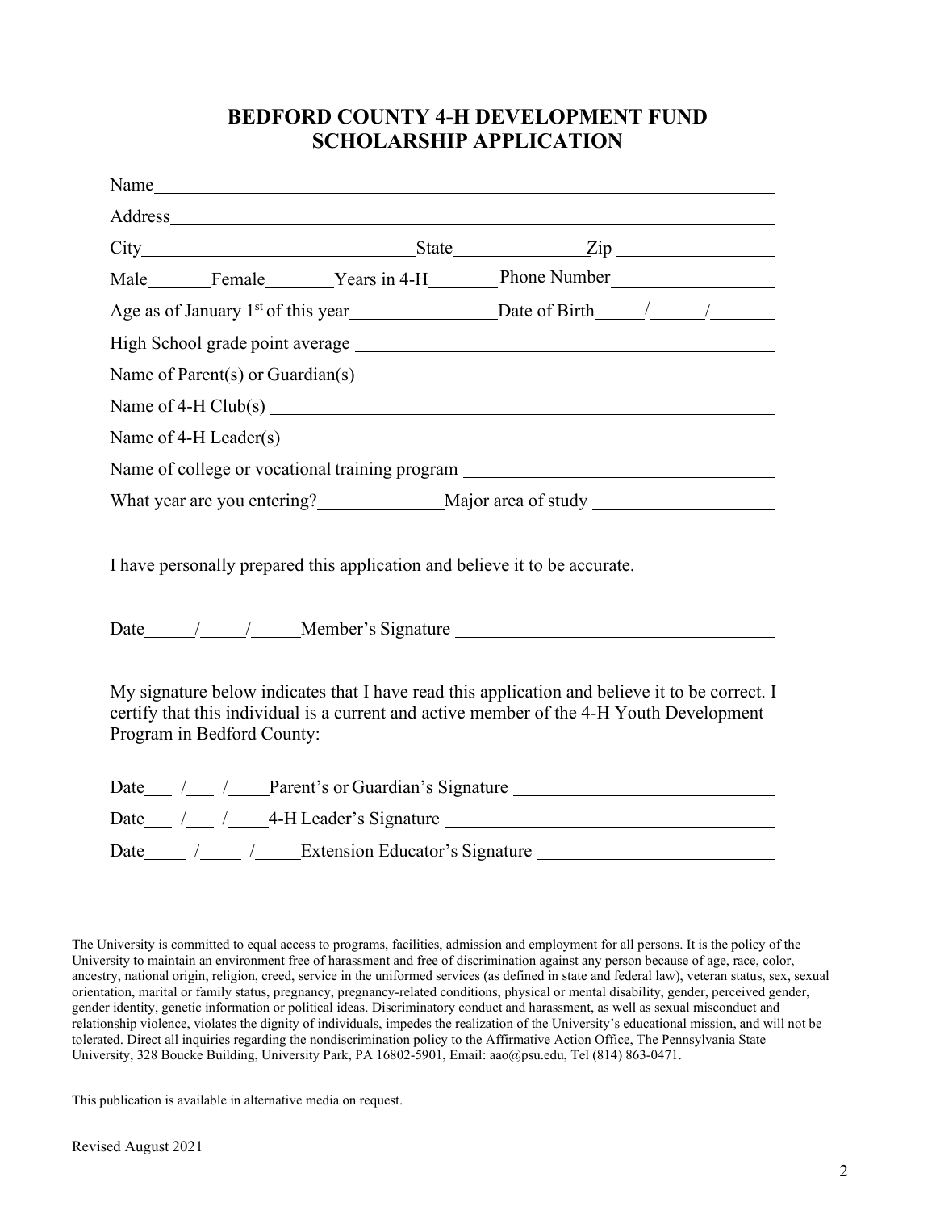# BEDFORD COUNTY 4-H DEVELOPMENT FUND SCHOLARSHIP APPLICATION

Name\_\_\_\_\_\_\_\_\_\_\_\_\_\_\_\_\_\_\_\_\_\_\_\_\_\_\_\_\_\_\_\_\_\_\_\_\_\_\_\_\_\_\_\_\_\_\_\_\_\_\_\_\_\_\_\_

Address\_\_\_\_\_\_\_\_\_\_\_\_\_\_\_\_\_\_\_\_\_\_\_\_\_\_\_\_\_\_\_\_\_\_\_\_\_\_\_\_\_\_\_\_\_\_\_\_\_\_\_\_\_\_

City\_\_\_\_\_\_\_\_\_\_\_\_\_\_\_\_\_\_\_\_\_\_State\_\_\_\_\_\_\_\_\_\_Zip \_\_\_\_\_\_\_\_\_\_\_\_\_\_

Male\_\_\_\_\_\_Female\_\_\_\_\_\_Years in 4-H\_\_\_\_\_\_ Phone Number\_\_\_\_\_\_\_\_\_\_\_\_\_\_

Age as of January 1st of this year\_\_\_\_\_\_\_\_\_\_\_\_Date of Birth\_\_\_\_/\_\_\_\_/\_\_\_\_\_

High School grade point average \_\_\_\_\_\_\_\_\_\_\_\_\_\_\_\_\_\_\_\_\_\_\_\_\_\_\_\_\_\_\_\_\_\_\_

Name of Parent(s) or Guardian(s) \_\_\_\_\_\_\_\_\_\_\_\_\_\_\_\_\_\_\_\_\_\_\_\_\_\_\_\_\_\_\_\_\_\_

Name of 4-H Club(s) \_\_\_\_\_\_\_\_\_\_\_\_\_\_\_\_\_\_\_\_\_\_\_\_\_\_\_\_\_\_\_\_\_\_\_\_\_\_\_\_\_\_\_\_

Name of 4-H Leader(s) \_\_\_\_\_\_\_\_\_\_\_\_\_\_\_\_\_\_\_\_\_\_\_\_\_\_\_\_\_\_\_\_\_\_\_\_\_\_\_\_\_\_

Name of college or vocational training program \_\_\_\_\_\_\_\_\_\_\_\_\_\_\_\_\_\_\_\_\_\_\_\_\_

What year are you entering?\_\_\_\_\_\_\_\_\_\_Major area of study \_\_\_\_\_\_\_\_\_\_\_\_\_\_\_

I have personally prepared this application and believe it to be accurate.

Date\_\_\_\_/\_\_\_\_/\_\_\_\_Member's Signature \_\_\_\_\_\_\_\_\_\_\_\_\_\_\_\_\_\_\_\_\_\_\_\_\_\_\_\_\_

My signature below indicates that I have read this application and believe it to be correct. I certify that this individual is a current and active member of the 4-H Youth Development Program in Bedford County:

Date\_\_\_ /\_\_\_ /\_\_\_\_Parent's or Guardian's Signature \_\_\_\_\_\_\_\_\_\_\_\_\_\_\_\_\_\_\_\_\_\_\_

Date\_\_\_ /\_\_\_ /\_\_\_\_4-H Leader's Signature \_\_\_\_\_\_\_\_\_\_\_\_\_\_\_\_\_\_\_\_\_\_\_\_\_\_\_\_\_

Date\_\_\_\_ /\_\_\_\_ /\_\_\_\_Extension Educator's Signature \_\_\_\_\_\_\_\_\_\_\_\_\_\_\_\_\_\_\_\_\_\_

The University is committed to equal access to programs, facilities, admission and employment for all persons. It is the policy of the University to maintain an environment free of harassment and free of discrimination against any person because of age, race, color, ancestry, national origin, religion, creed, service in the uniformed services (as defined in state and federal law), veteran status, sex, sexual orientation, marital or family status, pregnancy, pregnancy-related conditions, physical or mental disability, gender, perceived gender, gender identity, genetic information or political ideas. Discriminatory conduct and harassment, as well as sexual misconduct and relationship violence, violates the dignity of individuals, impedes the realization of the University's educational mission, and will not be tolerated. Direct all inquiries regarding the nondiscrimination policy to the Affirmative Action Office, The Pennsylvania State University, 328 Boucke Building, University Park, PA 16802-5901, Email: aao@psu.edu, Tel (814) 863-0471.

This publication is available in alternative media on request.

Revised August 2021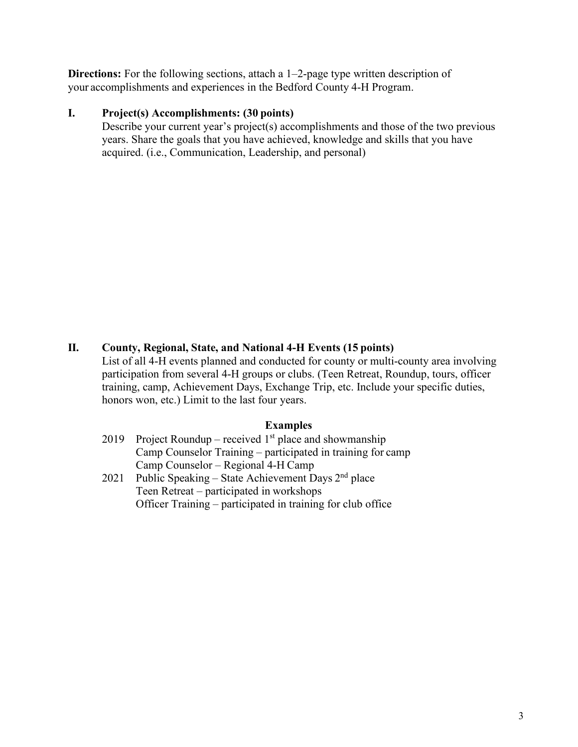**Directions:** For the following sections, attach a 1–2-page type written description of your accomplishments and experiences in the Bedford County 4-H Program.

## I. Project(s) Accomplishments: (30 points)

Describe your current year's project(s) accomplishments and those of the two previous years. Share the goals that you have achieved, knowledge and skills that you have acquired. (i.e., Communication, Leadership, and personal)

## II. County, Regional, State, and National 4-H Events (15 points)

List of all 4-H events planned and conducted for county or multi-county area involving participation from several 4-H groups or clubs. (Teen Retreat, Roundup, tours, officer training, camp, Achievement Days, Exchange Trip, etc. Include your specific duties, honors won, etc.) Limit to the last four years.

**Examples**

2019 Project Roundup – received 1st place and showmanship
Camp Counselor Training – participated in training for camp
Camp Counselor – Regional 4-H Camp

2021 Public Speaking – State Achievement Days 2nd place
Teen Retreat – participated in workshops
Officer Training – participated in training for club office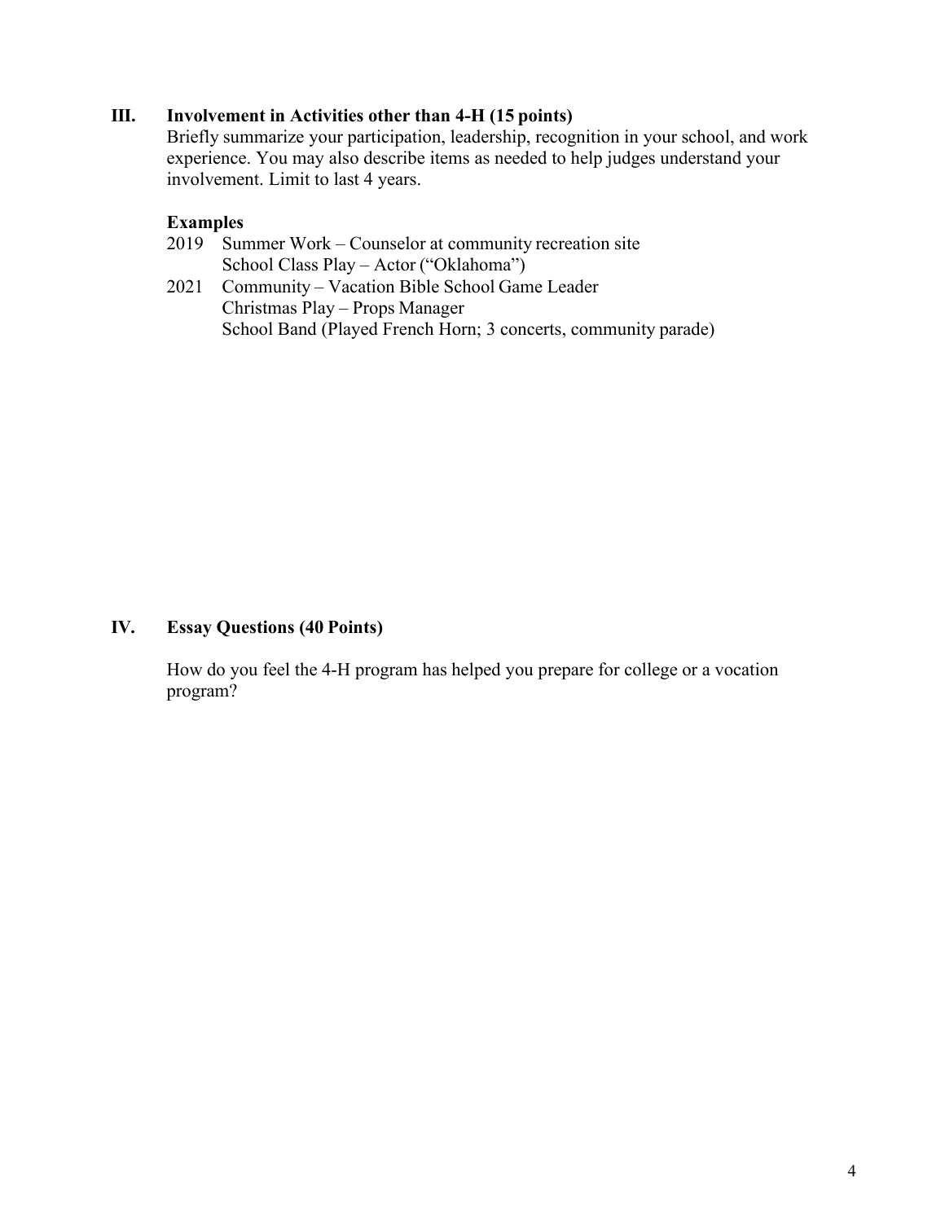## III. Involvement in Activities other than 4-H (15 points)

Briefly summarize your participation, leadership, recognition in your school, and work experience. You may also describe items as needed to help judges understand your involvement. Limit to last 4 years.

**Examples**

2019 Summer Work – Counselor at community recreation site
School Class Play – Actor ("Oklahoma")

2021 Community – Vacation Bible School Game Leader
Christmas Play – Props Manager
School Band (Played French Horn; 3 concerts, community parade)

## IV. Essay Questions (40 Points)

How do you feel the 4-H program has helped you prepare for college or a vocation program?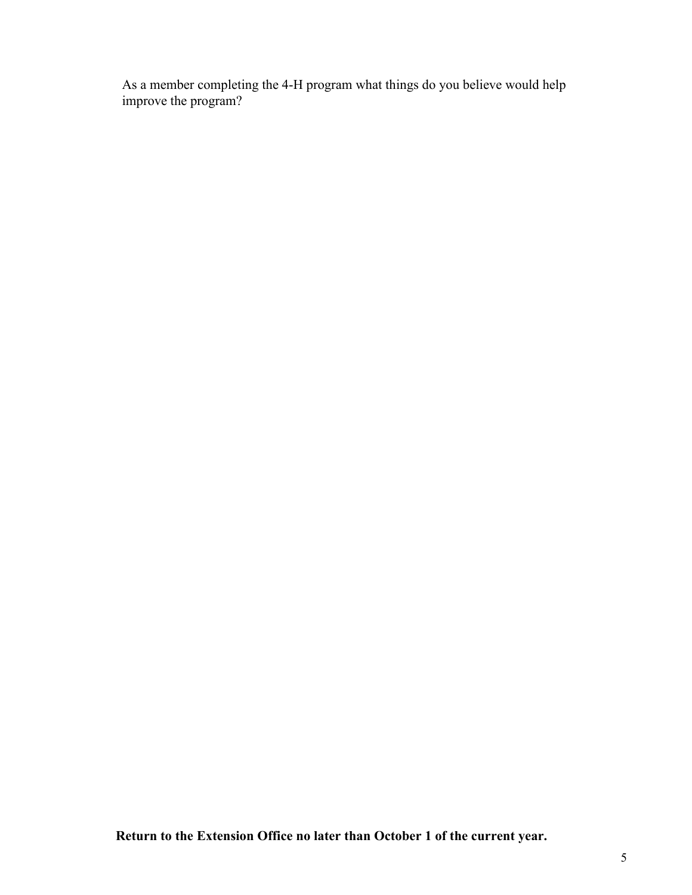As a member completing the 4-H program what things do you believe would help improve the program?

**Return to the Extension Office no later than October 1 of the current year.**